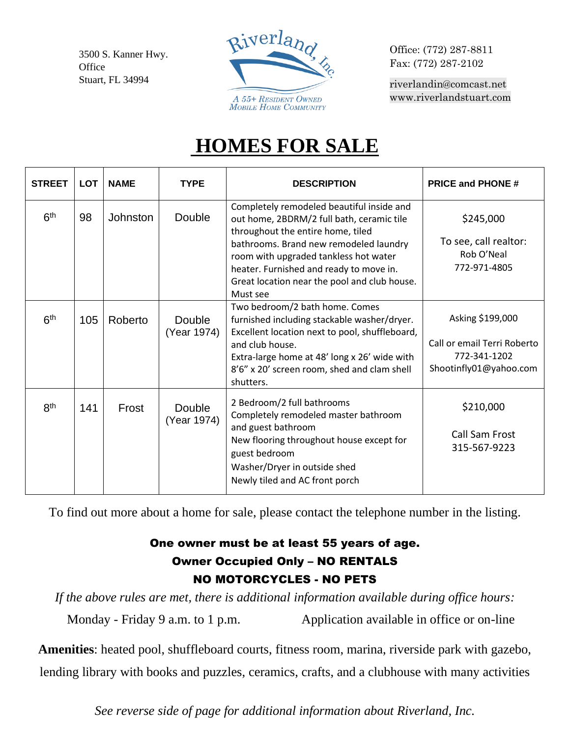3500 S. Kanner Hwy.
Office
Stuart, FL 34994

Riverland, Inc.
A 55+ Resident Owned Mobile Home Community

Office: (772) 287-8811
Fax: (772) 287-2102

riverlandin@comcast.net
www.riverlandstuart.com

# HOMES FOR SALE

| STREET | LOT | NAME | TYPE | DESCRIPTION | PRICE and PHONE # |
|---|---|---|---|---|---|
| 6th | 98 | Johnston | Double | Completely remodeled beautiful inside and out home, 2BDRM/2 full bath, ceramic tile throughout the entire home, tiled bathrooms. Brand new remodeled laundry room with upgraded tankless hot water heater. Furnished and ready to move in. Great location near the pool and club house. Must see | $245,000<br>To see, call realtor:<br>Rob O'Neal<br>772-971-4805 |
| 6th | 105 | Roberto | Double (Year 1974) | Two bedroom/2 bath home. Comes furnished including stackable washer/dryer. Excellent location next to pool, shuffleboard, and club house.<br>Extra-large home at 48' long x 26' wide with 8'6" x 20' screen room, shed and clam shell shutters. | Asking $199,000<br>Call or email Terri Roberto<br>772-341-1202<br>Shootinfly01@yahoo.com |
| 8th | 141 | Frost | Double (Year 1974) | 2 Bedroom/2 full bathrooms<br>Completely remodeled master bathroom and guest bathroom<br>New flooring throughout house except for guest bedroom<br>Washer/Dryer in outside shed<br>Newly tiled and AC front porch | $210,000<br>Call Sam Frost<br>315-567-9223 |

To find out more about a home for sale, please contact the telephone number in the listing.

**One owner must be at least 55 years of age.**
**Owner Occupied Only – NO RENTALS**
**NO MOTORCYCLES - NO PETS**

*If the above rules are met, there is additional information available during office hours:*

Monday - Friday 9 a.m. to 1 p.m. Application available in office or on-line

**Amenities**: heated pool, shuffleboard courts, fitness room, marina, riverside park with gazebo, lending library with books and puzzles, ceramics, crafts, and a clubhouse with many activities

*See reverse side of page for additional information about Riverland, Inc.*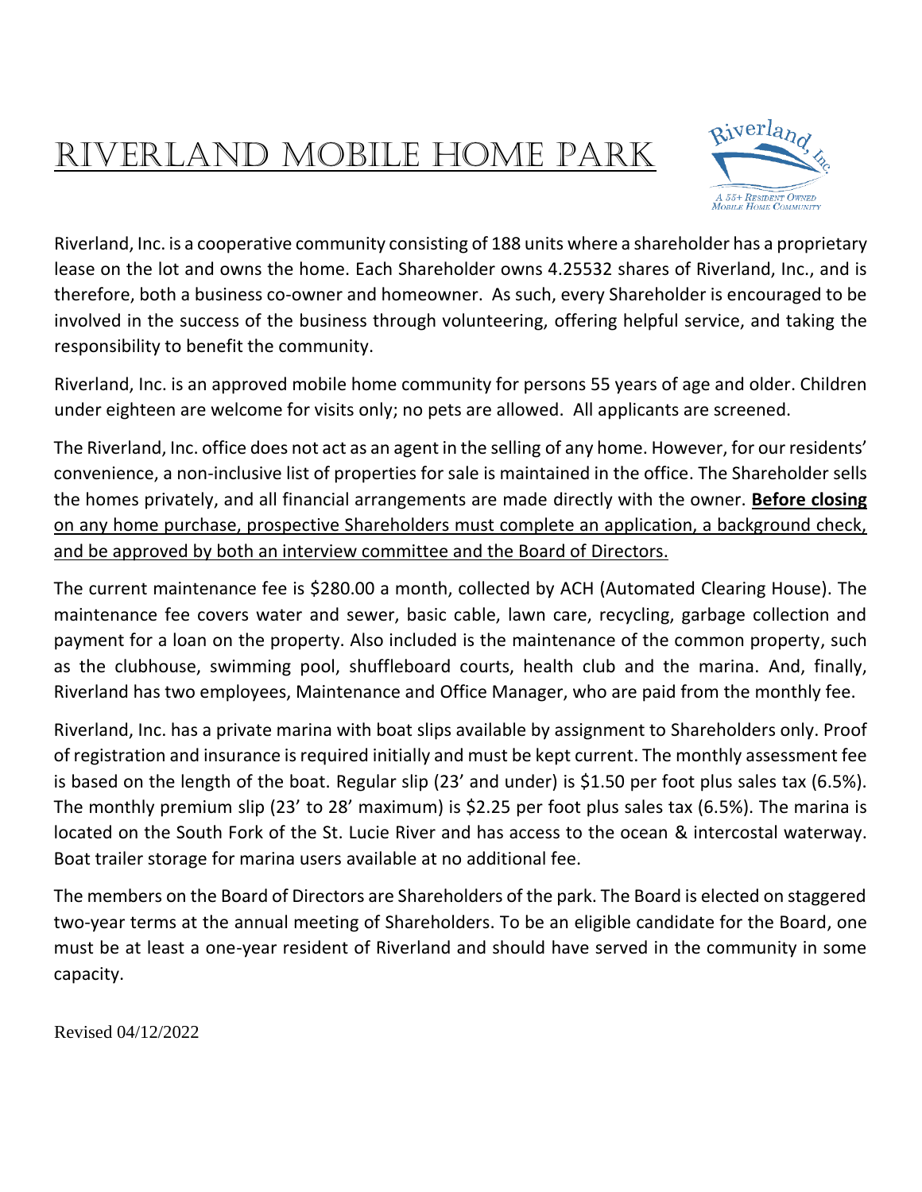# Riverland Mobile Home Park

Riverland, Inc. is a cooperative community consisting of 188 units where a shareholder has a proprietary lease on the lot and owns the home. Each Shareholder owns 4.25532 shares of Riverland, Inc., and is therefore, both a business co-owner and homeowner. As such, every Shareholder is encouraged to be involved in the success of the business through volunteering, offering helpful service, and taking the responsibility to benefit the community.

Riverland, Inc. is an approved mobile home community for persons 55 years of age and older. Children under eighteen are welcome for visits only; no pets are allowed. All applicants are screened.

The Riverland, Inc. office does not act as an agent in the selling of any home. However, for our residents' convenience, a non-inclusive list of properties for sale is maintained in the office. The Shareholder sells the homes privately, and all financial arrangements are made directly with the owner. **Before closing** on any home purchase, prospective Shareholders must complete an application, a background check, and be approved by both an interview committee and the Board of Directors.

The current maintenance fee is $280.00 a month, collected by ACH (Automated Clearing House). The maintenance fee covers water and sewer, basic cable, lawn care, recycling, garbage collection and payment for a loan on the property. Also included is the maintenance of the common property, such as the clubhouse, swimming pool, shuffleboard courts, health club and the marina. And, finally, Riverland has two employees, Maintenance and Office Manager, who are paid from the monthly fee.

Riverland, Inc. has a private marina with boat slips available by assignment to Shareholders only. Proof of registration and insurance is required initially and must be kept current. The monthly assessment fee is based on the length of the boat. Regular slip (23' and under) is $1.50 per foot plus sales tax (6.5%). The monthly premium slip (23' to 28' maximum) is $2.25 per foot plus sales tax (6.5%). The marina is located on the South Fork of the St. Lucie River and has access to the ocean & intercostal waterway. Boat trailer storage for marina users available at no additional fee.

The members on the Board of Directors are Shareholders of the park. The Board is elected on staggered two-year terms at the annual meeting of Shareholders. To be an eligible candidate for the Board, one must be at least a one-year resident of Riverland and should have served in the community in some capacity.

Revised 04/12/2022